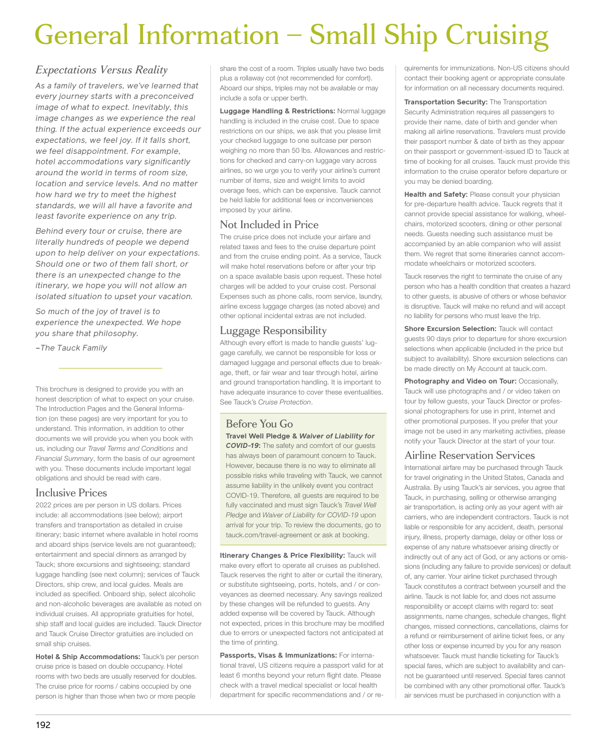# General Information – Small Ship Cruising

## *Expectations Versus Reality*

*As a family of travelers, we've learned that every journey starts with a preconceived image of what to expect. Inevitably, this image changes as we experience the real thing. If the actual experience exceeds our expectations, we feel joy. If it falls short, we feel disappointment. For example, hotel accommodations vary significantly around the world in terms of room size, location and service levels. And no matter how hard we try to meet the highest standards, we will all have a favorite and least favorite experience on any trip.*

*Behind every tour or cruise, there are literally hundreds of people we depend upon to help deliver on your expectations. Should one or two of them fall short, or there is an unexpected change to the itinerary, we hope you will not allow an isolated situation to upset your vacation.*

*So much of the joy of travel is to experience the unexpected. We hope you share that philosophy.*

*–The Tauck Family*

---

This brochure is designed to provide you with an honest description of what to expect on your cruise. The Introduction Pages and the General Information (on these pages) are very important for you to understand. This information, in addition to other documents we will provide you when you book with us, including our *Travel Terms and Conditions* and *Financial Summary*, form the basis of our agreement with you. These documents include important legal obligations and should be read with care.

## Inclusive Prices

2022 prices are per person in US dollars. Prices include: all accommodations (see below); airport transfers and transportation as detailed in cruise itinerary; basic internet where available in hotel rooms and aboard ships (service levels are not guaranteed); entertainment and special dinners as arranged by Tauck; shore excursions and sightseeing; standard luggage handling (see next column); services of Tauck Directors, ship crew, and local guides. Meals are included as specified. Onboard ship, select alcoholic and non-alcoholic beverages are available as noted on individual cruises. All appropriate gratuities for hotel, ship staff and local guides are included. Tauck Director and Tauck Cruise Director gratuities are included on small ship cruises.

**Hotel & Ship Accommodations:** Tauck's per person cruise price is based on double occupancy. Hotel rooms with two beds are usually reserved for doubles. The cruise price for rooms / cabins occupied by one person is higher than those when two or more people share the cost of a room. Triples usually have two beds plus a rollaway cot (not recommended for comfort). Aboard our ships, triples may not be available or may include a sofa or upper berth.

**Luggage Handling & Restrictions:** Normal luggage handling is included in the cruise cost. Due to space restrictions on our ships, we ask that you please limit your checked luggage to one suitcase per person weighing no more than 50 lbs. Allowances and restrictions for checked and carry-on luggage vary across airlines, so we urge you to verify your airline's current number of items, size and weight limits to avoid overage fees, which can be expensive. Tauck cannot be held liable for additional fees or inconveniences imposed by your airline.

## Not Included in Price

The cruise price does not include your airfare and related taxes and fees to the cruise departure point and from the cruise ending point. As a service, Tauck will make hotel reservations before or after your trip on a space available basis upon request. These hotel charges will be added to your cruise cost. Personal Expenses such as phone calls, room service, laundry, airline excess luggage charges (as noted above) and other optional incidental extras are not included.

## Luggage Responsibility

Although every effort is made to handle guests' luggage carefully, we cannot be responsible for loss or damaged luggage and personal effects due to breakage, theft, or fair wear and tear through hotel, airline and ground transportation handling. It is important to have adequate insurance to cover these eventualities. See Tauck's *Cruise Protection*.

## Before You Go

**Travel Well Pledge & *Waiver of Liability for COVID-19*:** The safety and comfort of our guests has always been of paramount concern to Tauck. However, because there is no way to eliminate all possible risks while traveling with Tauck, we cannot assume liability in the unlikely event you contract COVID-19. Therefore, all guests are required to be fully vaccinated and must sign Tauck's *Travel Well Pledge* and *Waiver of Liability for COVID-19* upon arrival for your trip. To review the documents, go to tauck.com/travel-agreement or ask at booking.

**Itinerary Changes & Price Flexibility:** Tauck will make every effort to operate all cruises as published. Tauck reserves the right to alter or curtail the itinerary, or substitute sightseeing, ports, hotels, and / or conveyances as deemed necessary. Any savings realized by these changes will be refunded to guests. Any added expense will be covered by Tauck. Although not expected, prices in this brochure may be modified due to errors or unexpected factors not anticipated at the time of printing.

**Passports, Visas & Immunizations:** For international travel, US citizens require a passport valid for at least 6 months beyond your return flight date. Please check with a travel medical specialist or local health department for specific recommendations and / or requirements for immunizations. Non-US citizens should contact their booking agent or appropriate consulate for information on all necessary documents required.

**Transportation Security:** The Transportation Security Administration requires all passengers to provide their name, date of birth and gender when making all airline reservations. Travelers must provide their passport number & date of birth as they appear on their passport or government-issued ID to Tauck at time of booking for all cruises. Tauck must provide this information to the cruise operator before departure or you may be denied boarding.

**Health and Safety:** Please consult your physician for pre-departure health advice. Tauck regrets that it cannot provide special assistance for walking, wheelchairs, motorized scooters, dining or other personal needs. Guests needing such assistance must be accompanied by an able companion who will assist them. We regret that some itineraries cannot accommodate wheelchairs or motorized scooters.

Tauck reserves the right to terminate the cruise of any person who has a health condition that creates a hazard to other guests, is abusive of others or whose behavior is disruptive. Tauck will make no refund and will accept no liability for persons who must leave the trip.

**Shore Excursion Selection:** Tauck will contact guests 90 days prior to departure for shore excursion selections when applicable (included in the price but subject to availability). Shore excursion selections can be made directly on My Account at tauck.com.

**Photography and Video on Tour:** Occasionally, Tauck will use photographs and / or video taken on tour by fellow guests, your Tauck Director or professional photographers for use in print, Internet and other promotional purposes. If you prefer that your image not be used in any marketing activities, please notify your Tauck Director at the start of your tour.

## Airline Reservation Services

International airfare may be purchased through Tauck for travel originating in the United States, Canada and Australia. By using Tauck's air services, you agree that Tauck, in purchasing, selling or otherwise arranging air transportation, is acting only as your agent with air carriers, who are independent contractors. Tauck is not liable or responsible for any accident, death, personal injury, illness, property damage, delay or other loss or expense of any nature whatsoever arising directly or indirectly out of any act of God, or any actions or omissions (including any failure to provide services) or default of, any carrier. Your airline ticket purchased through Tauck constitutes a contract between yourself and the airline. Tauck is not liable for, and does not assume responsibility or accept claims with regard to: seat assignments, name changes, schedule changes, flight changes, missed connections, cancellations, claims for a refund or reimbursement of airline ticket fees, or any other loss or expense incurred by you for any reason whatsoever. Tauck must handle ticketing for Tauck's special fares, which are subject to availability and cannot be guaranteed until reserved. Special fares cannot be combined with any other promotional offer. Tauck's air services must be purchased in conjunction with a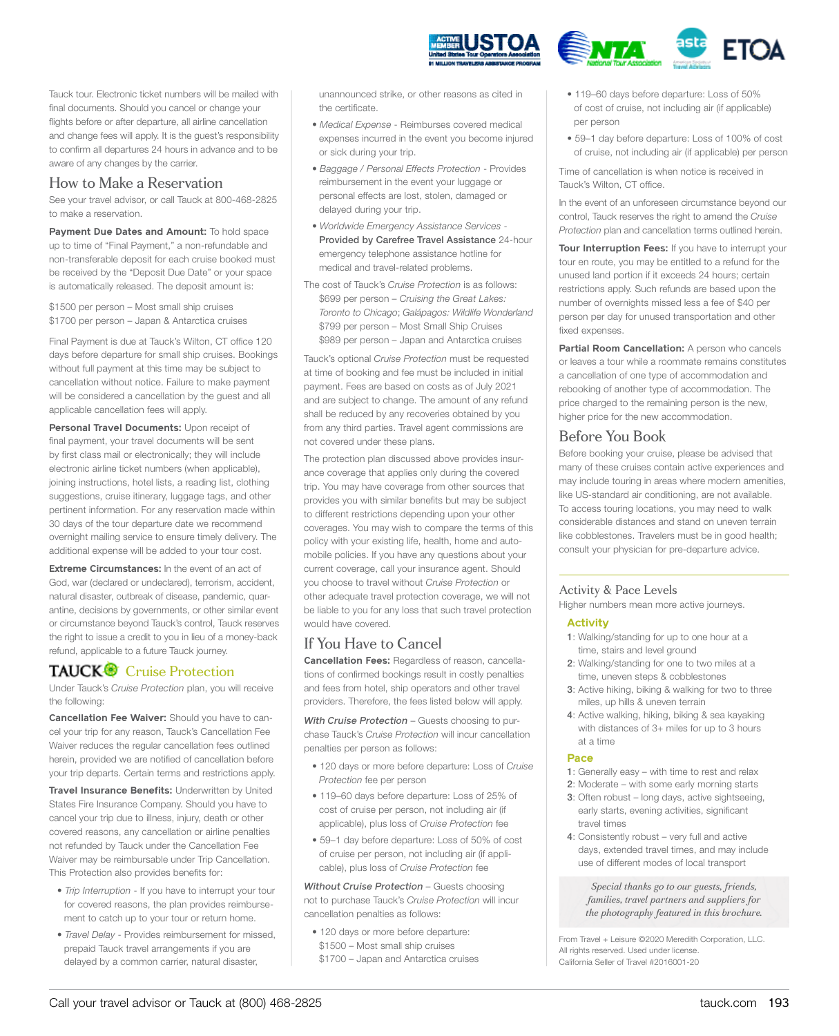Tauck tour. Electronic ticket numbers will be mailed with final documents. Should you cancel or change your flights before or after departure, all airline cancellation and change fees will apply. It is the guest's responsibility to confirm all departures 24 hours in advance and to be aware of any changes by the carrier.

## How to Make a Reservation

See your travel advisor, or call Tauck at 800-468-2825 to make a reservation.

**Payment Due Dates and Amount:** To hold space up to time of "Final Payment," a non-refundable and non-transferable deposit for each cruise booked must be received by the "Deposit Due Date" or your space is automatically released. The deposit amount is:

$1500 per person – Most small ship cruises
$1700 per person – Japan & Antarctica cruises

Final Payment is due at Tauck's Wilton, CT office 120 days before departure for small ship cruises. Bookings without full payment at this time may be subject to cancellation without notice. Failure to make payment will be considered a cancellation by the guest and all applicable cancellation fees will apply.

**Personal Travel Documents:** Upon receipt of final payment, your travel documents will be sent by first class mail or electronically; they will include electronic airline ticket numbers (when applicable), joining instructions, hotel lists, a reading list, clothing suggestions, cruise itinerary, luggage tags, and other pertinent information. For any reservation made within 30 days of the tour departure date we recommend overnight mailing service to ensure timely delivery. The additional expense will be added to your tour cost.

**Extreme Circumstances:** In the event of an act of God, war (declared or undeclared), terrorism, accident, natural disaster, outbreak of disease, pandemic, quarantine, decisions by governments, or other similar event or circumstance beyond Tauck's control, Tauck reserves the right to issue a credit to you in lieu of a money-back refund, applicable to a future Tauck journey.

## TAUCK Cruise Protection

Under Tauck's *Cruise Protection* plan, you will receive the following:

**Cancellation Fee Waiver:** Should you have to cancel your trip for any reason, Tauck's Cancellation Fee Waiver reduces the regular cancellation fees outlined herein, provided we are notified of cancellation before your trip departs. Certain terms and restrictions apply.

**Travel Insurance Benefits:** Underwritten by United States Fire Insurance Company. Should you have to cancel your trip due to illness, injury, death or other covered reasons, any cancellation or airline penalties not refunded by Tauck under the Cancellation Fee Waiver may be reimbursable under Trip Cancellation. This Protection also provides benefits for:

- *Trip Interruption* - If you have to interrupt your tour for covered reasons, the plan provides reimbursement to catch up to your tour or return home.
- *Travel Delay* - Provides reimbursement for missed, prepaid Tauck travel arrangements if you are delayed by a common carrier, natural disaster, unannounced strike, or other reasons as cited in the certificate.
- *Medical Expense* - Reimburses covered medical expenses incurred in the event you become injured or sick during your trip.
- *Baggage / Personal Effects Protection* - Provides reimbursement in the event your luggage or personal effects are lost, stolen, damaged or delayed during your trip.
- *Worldwide Emergency Assistance Services* - **Provided by Carefree Travel Assistance** 24-hour emergency telephone assistance hotline for medical and travel-related problems.

The cost of Tauck's *Cruise Protection* is as follows:
$699 per person – *Cruising the Great Lakes: Toronto to Chicago*; *Galápagos: Wildlife Wonderland*
$799 per person – Most Small Ship Cruises
$989 per person – Japan and Antarctica cruises

Tauck's optional *Cruise Protection* must be requested at time of booking and fee must be included in initial payment. Fees are based on costs as of July 2021 and are subject to change. The amount of any refund shall be reduced by any recoveries obtained by you from any third parties. Travel agent commissions are not covered under these plans.

The protection plan discussed above provides insurance coverage that applies only during the covered trip. You may have coverage from other sources that provides you with similar benefits but may be subject to different restrictions depending upon your other coverages. You may wish to compare the terms of this policy with your existing life, health, home and automobile policies. If you have any questions about your current coverage, call your insurance agent. Should you choose to travel without *Cruise Protection* or other adequate travel protection coverage, we will not be liable to you for any loss that such travel protection would have covered.

## If You Have to Cancel

**Cancellation Fees:** Regardless of reason, cancellations of confirmed bookings result in costly penalties and fees from hotel, ship operators and other travel providers. Therefore, the fees listed below will apply.

***With Cruise Protection*** – Guests choosing to purchase Tauck's *Cruise Protection* will incur cancellation penalties per person as follows:

- 120 days or more before departure: Loss of *Cruise Protection* fee per person
- 119–60 days before departure: Loss of 25% of cost of cruise per person, not including air (if applicable), plus loss of *Cruise Protection* fee
- 59–1 day before departure: Loss of 50% of cost of cruise per person, not including air (if applicable), plus loss of *Cruise Protection* fee

***Without Cruise Protection*** – Guests choosing not to purchase Tauck's *Cruise Protection* will incur cancellation penalties as follows:

- 120 days or more before departure:
  $1500 – Most small ship cruises
  $1700 – Japan and Antarctica cruises
- 119–60 days before departure: Loss of 50% of cost of cruise, not including air (if applicable) per person
- 59–1 day before departure: Loss of 100% of cost of cruise, not including air (if applicable) per person

Time of cancellation is when notice is received in Tauck's Wilton, CT office.

In the event of an unforeseen circumstance beyond our control, Tauck reserves the right to amend the *Cruise Protection* plan and cancellation terms outlined herein.

**Tour Interruption Fees:** If you have to interrupt your tour en route, you may be entitled to a refund for the unused land portion if it exceeds 24 hours; certain restrictions apply. Such refunds are based upon the number of overnights missed less a fee of $40 per person per day for unused transportation and other fixed expenses.

**Partial Room Cancellation:** A person who cancels or leaves a tour while a roommate remains constitutes a cancellation of one type of accommodation and rebooking of another type of accommodation. The price charged to the remaining person is the new, higher price for the new accommodation.

## Before You Book

Before booking your cruise, please be advised that many of these cruises contain active experiences and may include touring in areas where modern amenities, like US-standard air conditioning, are not available. To access touring locations, you may need to walk considerable distances and stand on uneven terrain like cobblestones. Travelers must be in good health; consult your physician for pre-departure advice.

## Activity & Pace Levels

Higher numbers mean more active journeys.

### Activity

1: Walking/standing for up to one hour at a time, stairs and level ground
2: Walking/standing for one to two miles at a time, uneven steps & cobblestones
3: Active hiking, biking & walking for two to three miles, up hills & uneven terrain
4: Active walking, hiking, biking & sea kayaking with distances of 3+ miles for up to 3 hours at a time

### Pace

1: Generally easy – with time to rest and relax
2: Moderate – with some early morning starts
3: Often robust – long days, active sightseeing, early starts, evening activities, significant travel times
4: Consistently robust – very full and active days, extended travel times, and may include use of different modes of local transport

*Special thanks go to our guests, friends, families, travel partners and suppliers for the photography featured in this brochure.*

From Travel + Leisure ©2020 Meredith Corporation, LLC. All rights reserved. Used under license.
California Seller of Travel #2016001-20

Call your travel advisor or Tauck at (800) 468-2825